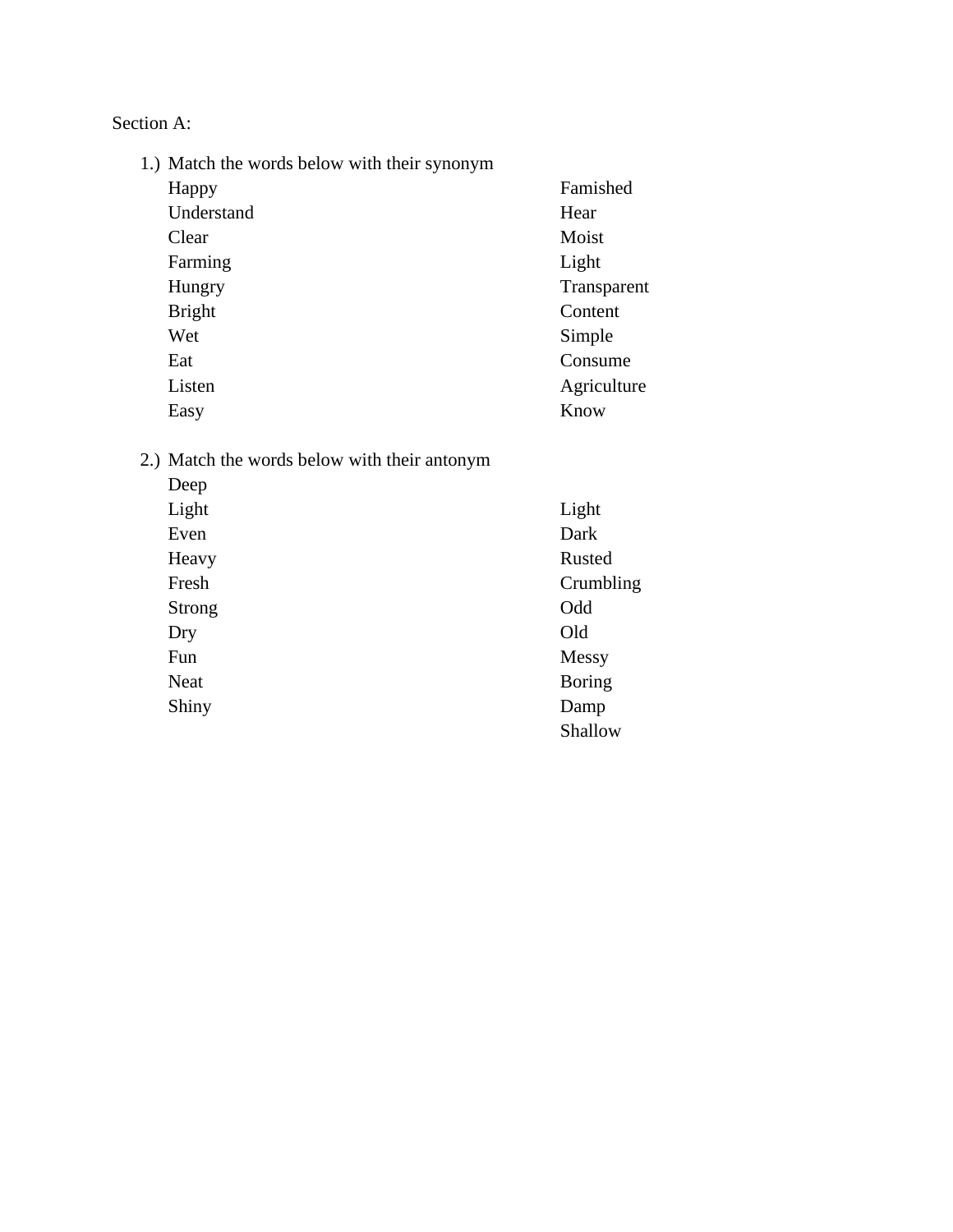Section A:

1.) Match the words below with their synonym

| | |
|---|---|
| Happy | Famished |
| Understand | Hear |
| Clear | Moist |
| Farming | Light |
| Hungry | Transparent |
| Bright | Content |
| Wet | Simple |
| Eat | Consume |
| Listen | Agriculture |
| Easy | Know |

2.) Match the words below with their antonym

| | |
|---|---|
| Deep | |
| Light | Light |
| Even | Dark |
| Heavy | Rusted |
| Fresh | Crumbling |
| Strong | Odd |
| Dry | Old |
| Fun | Messy |
| Neat | Boring |
| Shiny | Damp |
| | Shallow |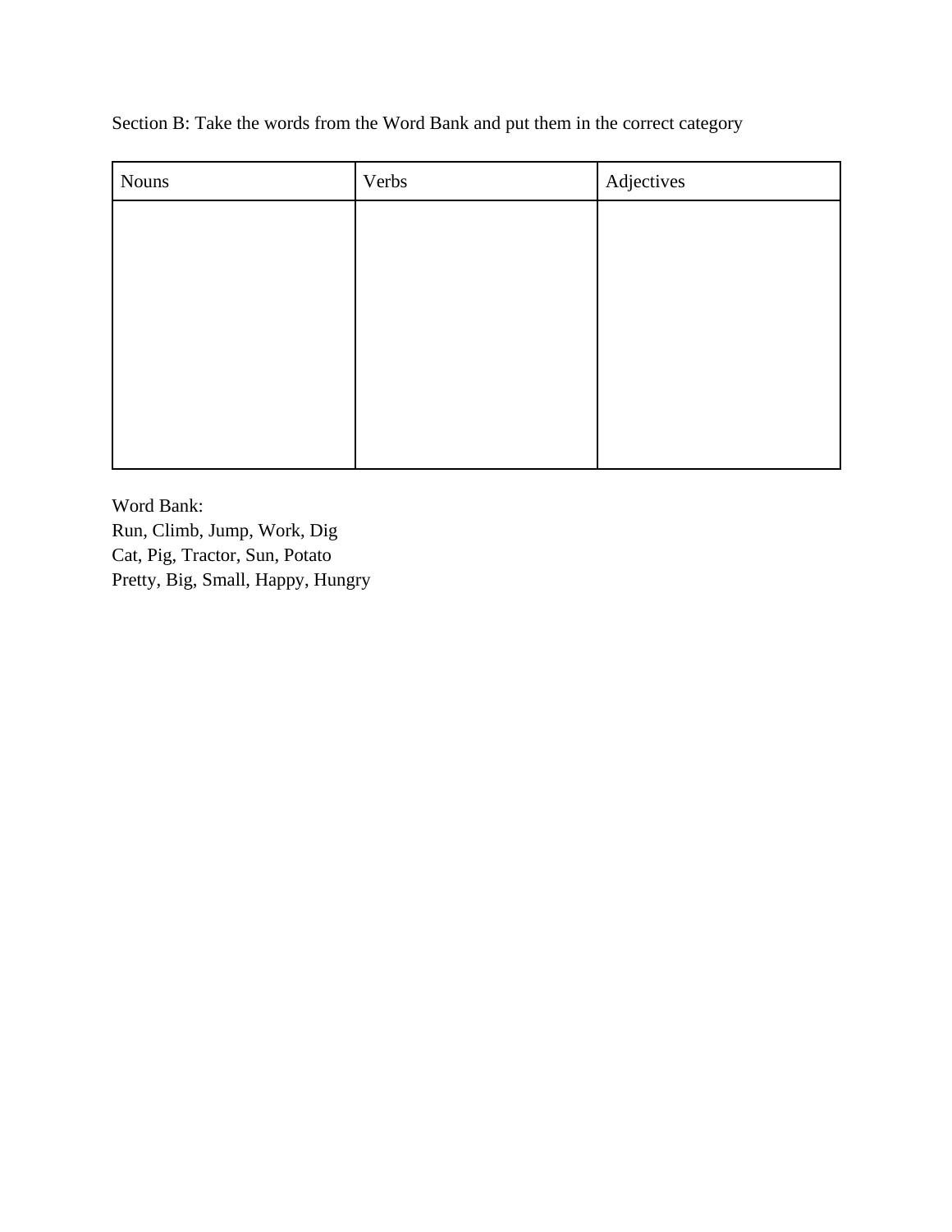Section B: Take the words from the Word Bank and put them in the correct category

| Nouns | Verbs | Adjectives |
| --- | --- | --- |
| | | |

Word Bank:
Run, Climb, Jump, Work, Dig
Cat, Pig, Tractor, Sun, Potato
Pretty, Big, Small, Happy, Hungry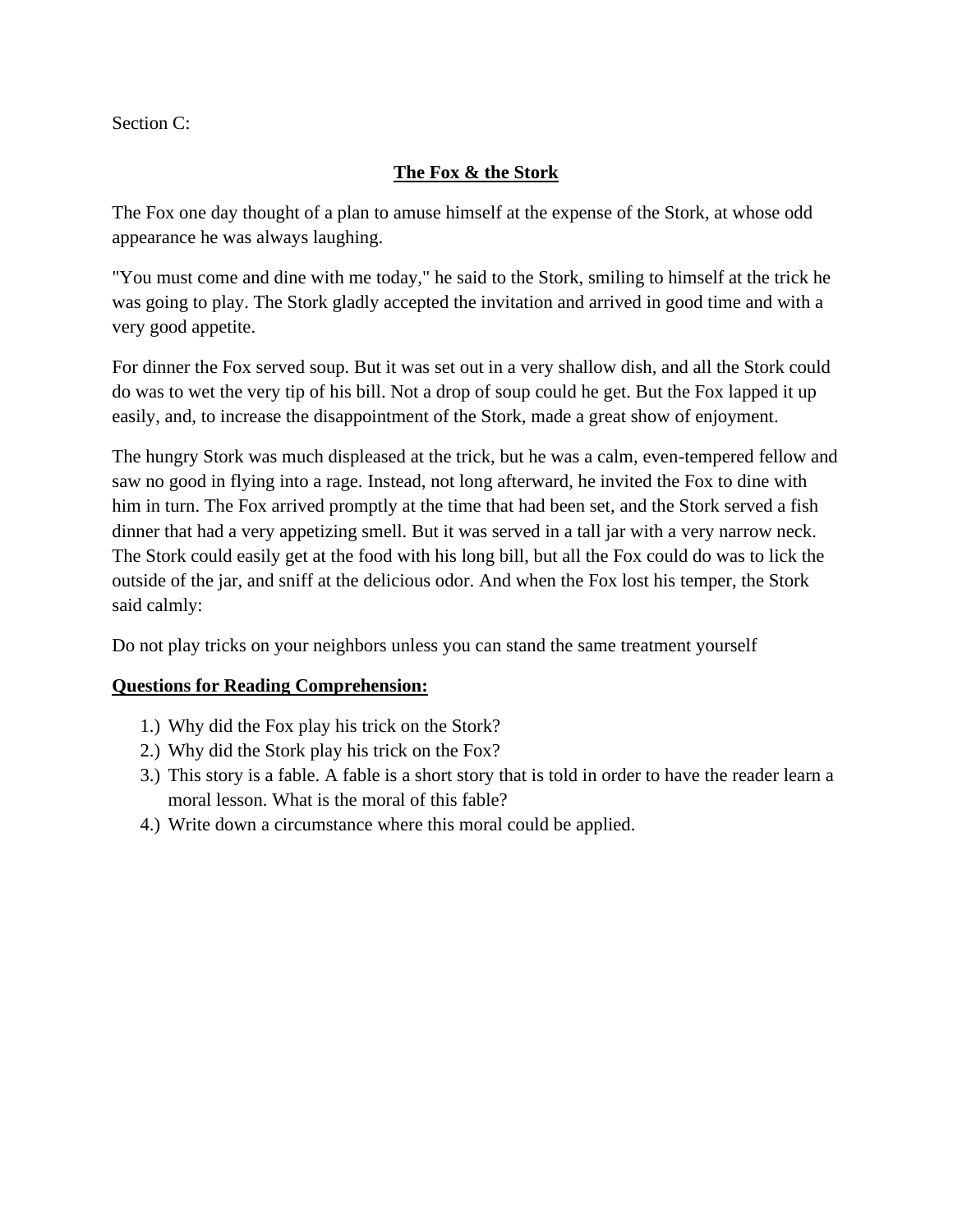Section C:

## The Fox & the Stork

The Fox one day thought of a plan to amuse himself at the expense of the Stork, at whose odd appearance he was always laughing.

"You must come and dine with me today," he said to the Stork, smiling to himself at the trick he was going to play. The Stork gladly accepted the invitation and arrived in good time and with a very good appetite.

For dinner the Fox served soup. But it was set out in a very shallow dish, and all the Stork could do was to wet the very tip of his bill. Not a drop of soup could he get. But the Fox lapped it up easily, and, to increase the disappointment of the Stork, made a great show of enjoyment.

The hungry Stork was much displeased at the trick, but he was a calm, even-tempered fellow and saw no good in flying into a rage. Instead, not long afterward, he invited the Fox to dine with him in turn. The Fox arrived promptly at the time that had been set, and the Stork served a fish dinner that had a very appetizing smell. But it was served in a tall jar with a very narrow neck. The Stork could easily get at the food with his long bill, but all the Fox could do was to lick the outside of the jar, and sniff at the delicious odor. And when the Fox lost his temper, the Stork said calmly:

Do not play tricks on your neighbors unless you can stand the same treatment yourself

**Questions for Reading Comprehension:**

1.) Why did the Fox play his trick on the Stork?
2.) Why did the Stork play his trick on the Fox?
3.) This story is a fable. A fable is a short story that is told in order to have the reader learn a moral lesson. What is the moral of this fable?
4.) Write down a circumstance where this moral could be applied.